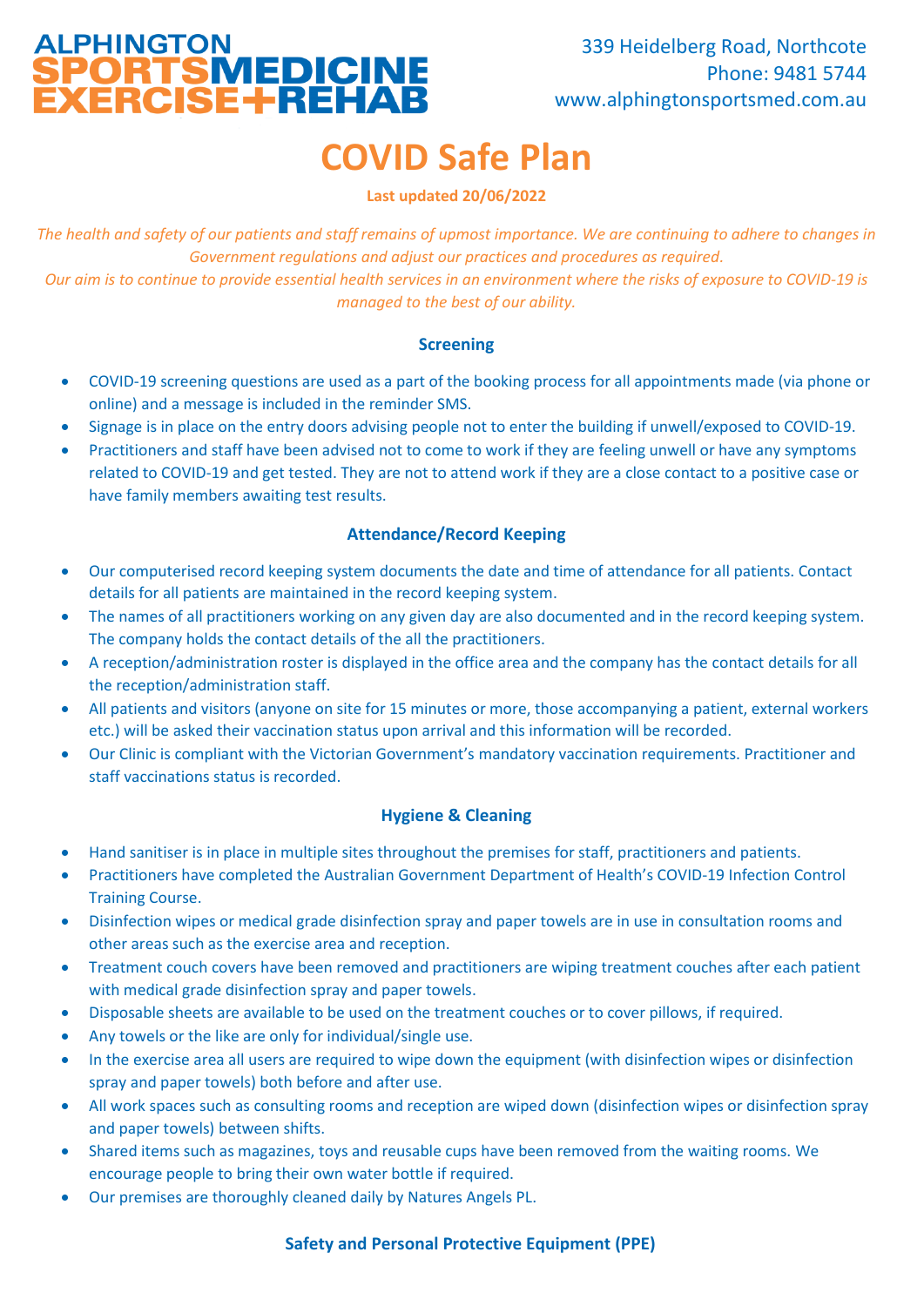ALPHINGTON
SPORTSMEDICINE
EXERCISE+REHAB

339 Heidelberg Road, Northcote
Phone: 9481 5744
www.alphingtonsportsmed.com.au

# COVID Safe Plan

**Last updated 20/06/2022**

*The health and safety of our patients and staff remains of upmost importance. We are continuing to adhere to changes in Government regulations and adjust our practices and procedures as required.*
*Our aim is to continue to provide essential health services in an environment where the risks of exposure to COVID-19 is managed to the best of our ability.*

## Screening

- COVID-19 screening questions are used as a part of the booking process for all appointments made (via phone or online) and a message is included in the reminder SMS.
- Signage is in place on the entry doors advising people not to enter the building if unwell/exposed to COVID-19.
- Practitioners and staff have been advised not to come to work if they are feeling unwell or have any symptoms related to COVID-19 and get tested. They are not to attend work if they are a close contact to a positive case or have family members awaiting test results.

## Attendance/Record Keeping

- Our computerised record keeping system documents the date and time of attendance for all patients. Contact details for all patients are maintained in the record keeping system.
- The names of all practitioners working on any given day are also documented and in the record keeping system. The company holds the contact details of the all the practitioners.
- A reception/administration roster is displayed in the office area and the company has the contact details for all the reception/administration staff.
- All patients and visitors (anyone on site for 15 minutes or more, those accompanying a patient, external workers etc.) will be asked their vaccination status upon arrival and this information will be recorded.
- Our Clinic is compliant with the Victorian Government's mandatory vaccination requirements. Practitioner and staff vaccinations status is recorded.

## Hygiene & Cleaning

- Hand sanitiser is in place in multiple sites throughout the premises for staff, practitioners and patients.
- Practitioners have completed the Australian Government Department of Health's COVID-19 Infection Control Training Course.
- Disinfection wipes or medical grade disinfection spray and paper towels are in use in consultation rooms and other areas such as the exercise area and reception.
- Treatment couch covers have been removed and practitioners are wiping treatment couches after each patient with medical grade disinfection spray and paper towels.
- Disposable sheets are available to be used on the treatment couches or to cover pillows, if required.
- Any towels or the like are only for individual/single use.
- In the exercise area all users are required to wipe down the equipment (with disinfection wipes or disinfection spray and paper towels) both before and after use.
- All work spaces such as consulting rooms and reception are wiped down (disinfection wipes or disinfection spray and paper towels) between shifts.
- Shared items such as magazines, toys and reusable cups have been removed from the waiting rooms. We encourage people to bring their own water bottle if required.
- Our premises are thoroughly cleaned daily by Natures Angels PL.

## Safety and Personal Protective Equipment (PPE)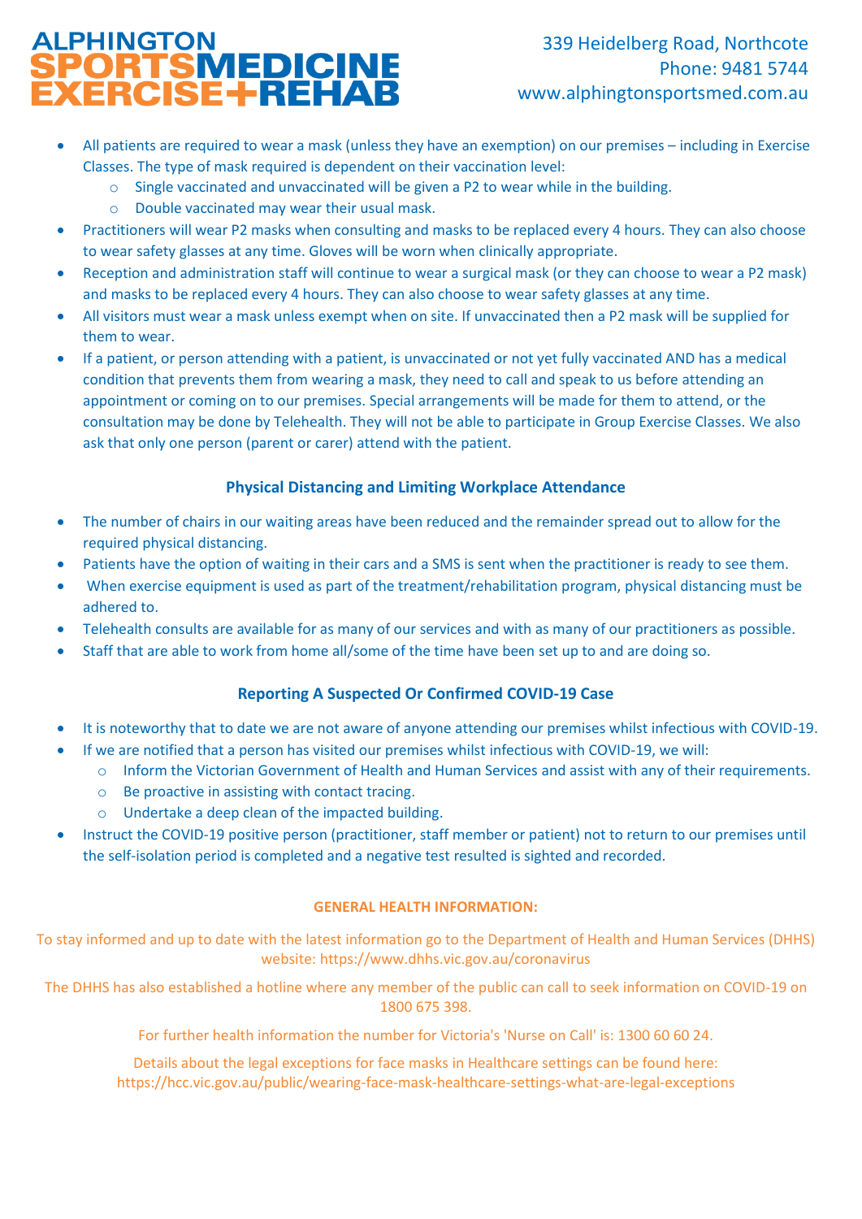# ALPHINGTON SPORTSMEDICINE EXERCISE+REHAB

339 Heidelberg Road, Northcote
Phone: 9481 5744
www.alphingtonsportsmed.com.au

- All patients are required to wear a mask (unless they have an exemption) on our premises – including in Exercise Classes. The type of mask required is dependent on their vaccination level:
  - Single vaccinated and unvaccinated will be given a P2 to wear while in the building.
  - Double vaccinated may wear their usual mask.
- Practitioners will wear P2 masks when consulting and masks to be replaced every 4 hours. They can also choose to wear safety glasses at any time. Gloves will be worn when clinically appropriate.
- Reception and administration staff will continue to wear a surgical mask (or they can choose to wear a P2 mask) and masks to be replaced every 4 hours. They can also choose to wear safety glasses at any time.
- All visitors must wear a mask unless exempt when on site. If unvaccinated then a P2 mask will be supplied for them to wear.
- If a patient, or person attending with a patient, is unvaccinated or not yet fully vaccinated AND has a medical condition that prevents them from wearing a mask, they need to call and speak to us before attending an appointment or coming on to our premises. Special arrangements will be made for them to attend, or the consultation may be done by Telehealth. They will not be able to participate in Group Exercise Classes. We also ask that only one person (parent or carer) attend with the patient.

## Physical Distancing and Limiting Workplace Attendance

- The number of chairs in our waiting areas have been reduced and the remainder spread out to allow for the required physical distancing.
- Patients have the option of waiting in their cars and a SMS is sent when the practitioner is ready to see them.
- When exercise equipment is used as part of the treatment/rehabilitation program, physical distancing must be adhered to.
- Telehealth consults are available for as many of our services and with as many of our practitioners as possible.
- Staff that are able to work from home all/some of the time have been set up to and are doing so.

## Reporting A Suspected Or Confirmed COVID-19 Case

- It is noteworthy that to date we are not aware of anyone attending our premises whilst infectious with COVID-19.
- If we are notified that a person has visited our premises whilst infectious with COVID-19, we will:
  - Inform the Victorian Government of Health and Human Services and assist with any of their requirements.
  - Be proactive in assisting with contact tracing.
  - Undertake a deep clean of the impacted building.
- Instruct the COVID-19 positive person (practitioner, staff member or patient) not to return to our premises until the self-isolation period is completed and a negative test resulted is sighted and recorded.

**GENERAL HEALTH INFORMATION:**

To stay informed and up to date with the latest information go to the Department of Health and Human Services (DHHS) website: https://www.dhhs.vic.gov.au/coronavirus

The DHHS has also established a hotline where any member of the public can call to seek information on COVID-19 on 1800 675 398.

For further health information the number for Victoria's 'Nurse on Call' is: 1300 60 60 24.

Details about the legal exceptions for face masks in Healthcare settings can be found here: https://hcc.vic.gov.au/public/wearing-face-mask-healthcare-settings-what-are-legal-exceptions